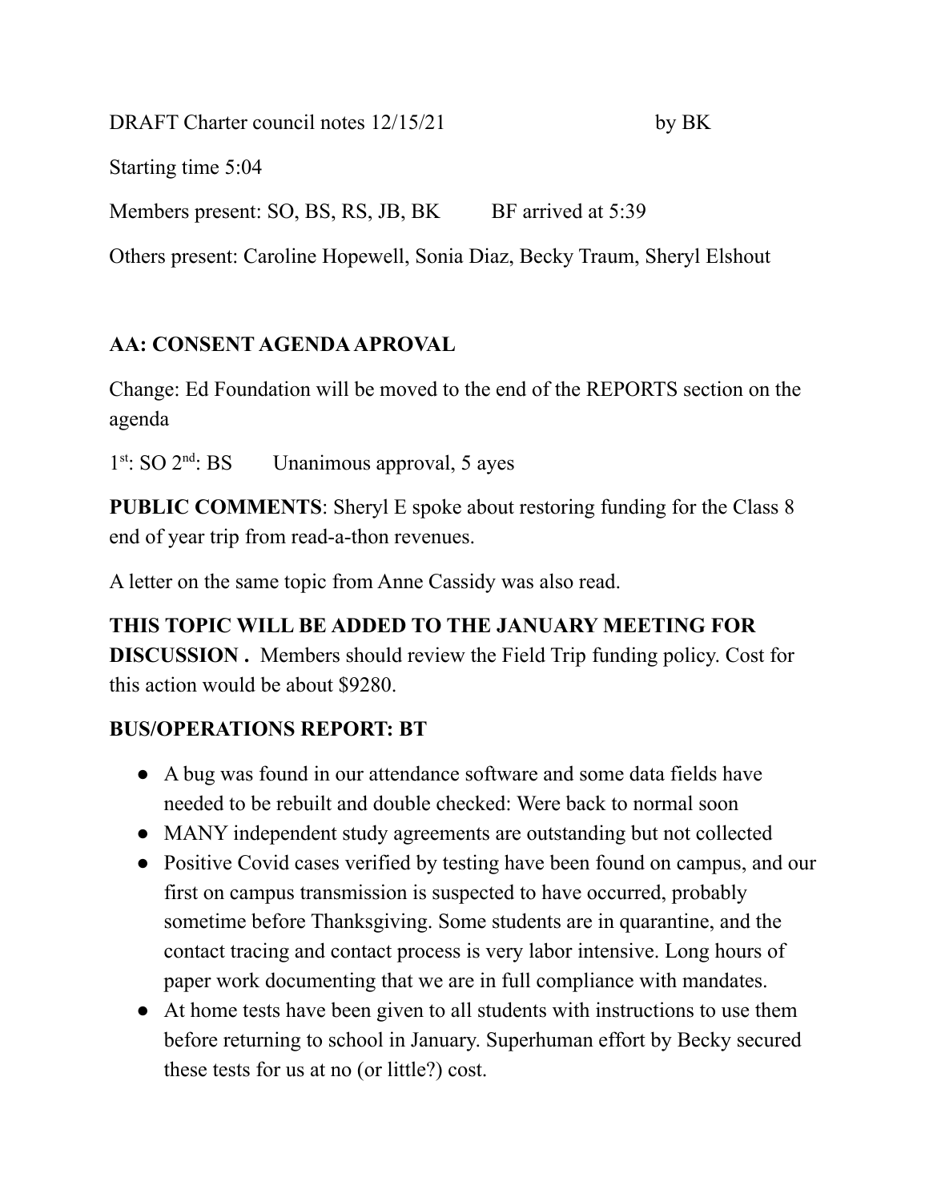DRAFT Charter council notes 12/15/21 by BK

Starting time 5:04

Members present: SO, BS, RS, JB, BK BF arrived at 5:39

Others present: Caroline Hopewell, Sonia Diaz, Becky Traum, Sheryl Elshout

**AA: CONSENT AGENDA APROVAL**

Change: Ed Foundation will be moved to the end of the REPORTS section on the agenda

1st: SO 2nd: BS Unanimous approval, 5 ayes

**PUBLIC COMMENTS**: Sheryl E spoke about restoring funding for the Class 8 end of year trip from read-a-thon revenues.

A letter on the same topic from Anne Cassidy was also read.

**THIS TOPIC WILL BE ADDED TO THE JANUARY MEETING FOR DISCUSSION .** Members should review the Field Trip funding policy. Cost for this action would be about $9280.

**BUS/OPERATIONS REPORT: BT**

- A bug was found in our attendance software and some data fields have needed to be rebuilt and double checked: Were back to normal soon
- MANY independent study agreements are outstanding but not collected
- Positive Covid cases verified by testing have been found on campus, and our first on campus transmission is suspected to have occurred, probably sometime before Thanksgiving. Some students are in quarantine, and the contact tracing and contact process is very labor intensive. Long hours of paper work documenting that we are in full compliance with mandates.
- At home tests have been given to all students with instructions to use them before returning to school in January. Superhuman effort by Becky secured these tests for us at no (or little?) cost.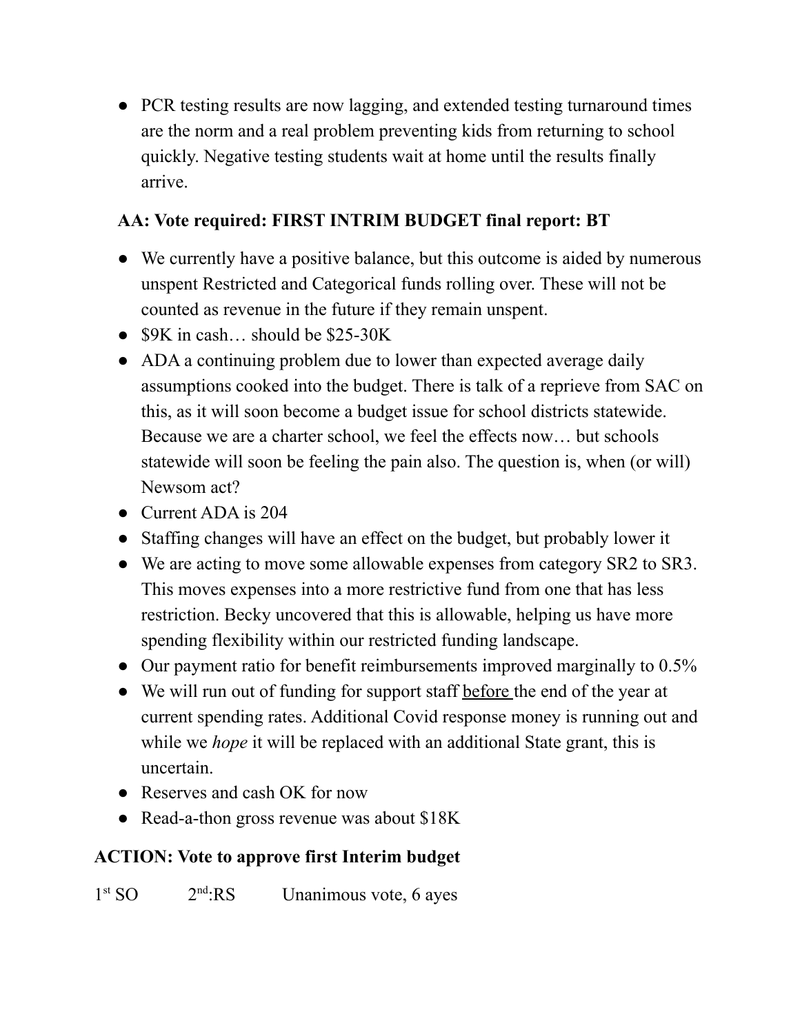- PCR testing results are now lagging, and extended testing turnaround times are the norm and a real problem preventing kids from returning to school quickly. Negative testing students wait at home until the results finally arrive.

**AA: Vote required: FIRST INTRIM BUDGET final report: BT**

- We currently have a positive balance, but this outcome is aided by numerous unspent Restricted and Categorical funds rolling over. These will not be counted as revenue in the future if they remain unspent.
- $9K in cash… should be $25-30K
- ADA a continuing problem due to lower than expected average daily assumptions cooked into the budget. There is talk of a reprieve from SAC on this, as it will soon become a budget issue for school districts statewide. Because we are a charter school, we feel the effects now… but schools statewide will soon be feeling the pain also. The question is, when (or will) Newsom act?
- Current ADA is 204
- Staffing changes will have an effect on the budget, but probably lower it
- We are acting to move some allowable expenses from category SR2 to SR3. This moves expenses into a more restrictive fund from one that has less restriction. Becky uncovered that this is allowable, helping us have more spending flexibility within our restricted funding landscape.
- Our payment ratio for benefit reimbursements improved marginally to 0.5%
- We will run out of funding for support staff before the end of the year at current spending rates. Additional Covid response money is running out and while we *hope* it will be replaced with an additional State grant, this is uncertain.
- Reserves and cash OK for now
- Read-a-thon gross revenue was about $18K

**ACTION: Vote to approve first Interim budget**

1st SO 2nd:RS Unanimous vote, 6 ayes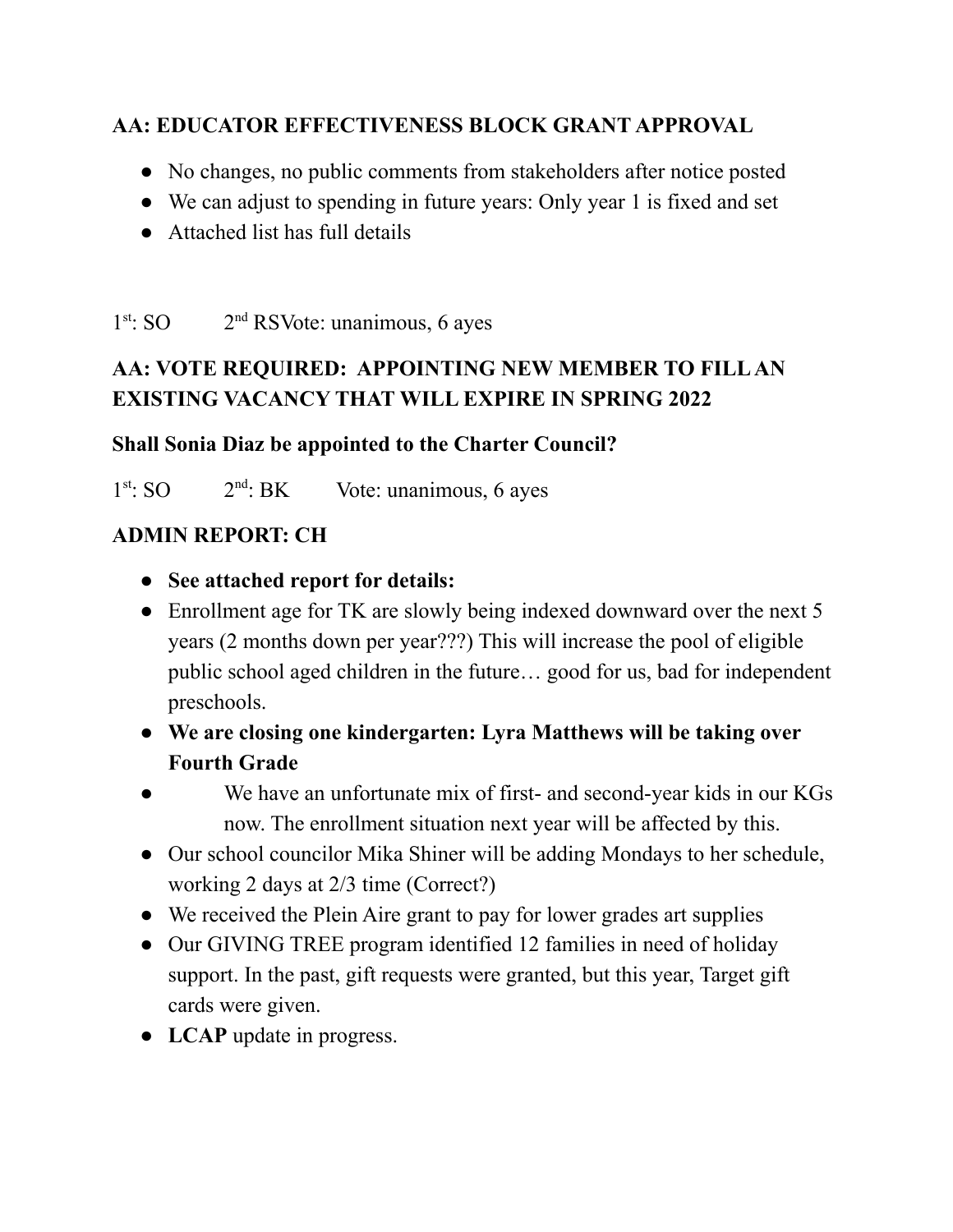**AA: EDUCATOR EFFECTIVENESS BLOCK GRANT APPROVAL**

- No changes, no public comments from stakeholders after notice posted
- We can adjust to spending in future years: Only year 1 is fixed and set
- Attached list has full details

1st: SO 2nd RSVote: unanimous, 6 ayes

**AA: VOTE REQUIRED: APPOINTING NEW MEMBER TO FILL AN EXISTING VACANCY THAT WILL EXPIRE IN SPRING 2022**

**Shall Sonia Diaz be appointed to the Charter Council?**

1st: SO 2nd: BK Vote: unanimous, 6 ayes

**ADMIN REPORT: CH**

- **See attached report for details:**
- Enrollment age for TK are slowly being indexed downward over the next 5 years (2 months down per year???) This will increase the pool of eligible public school aged children in the future… good for us, bad for independent preschools.
- **We are closing one kindergarten: Lyra Matthews will be taking over Fourth Grade**
- We have an unfortunate mix of first- and second-year kids in our KGs now. The enrollment situation next year will be affected by this.
- Our school councilor Mika Shiner will be adding Mondays to her schedule, working 2 days at 2/3 time (Correct?)
- We received the Plein Aire grant to pay for lower grades art supplies
- Our GIVING TREE program identified 12 families in need of holiday support. In the past, gift requests were granted, but this year, Target gift cards were given.
- **LCAP** update in progress.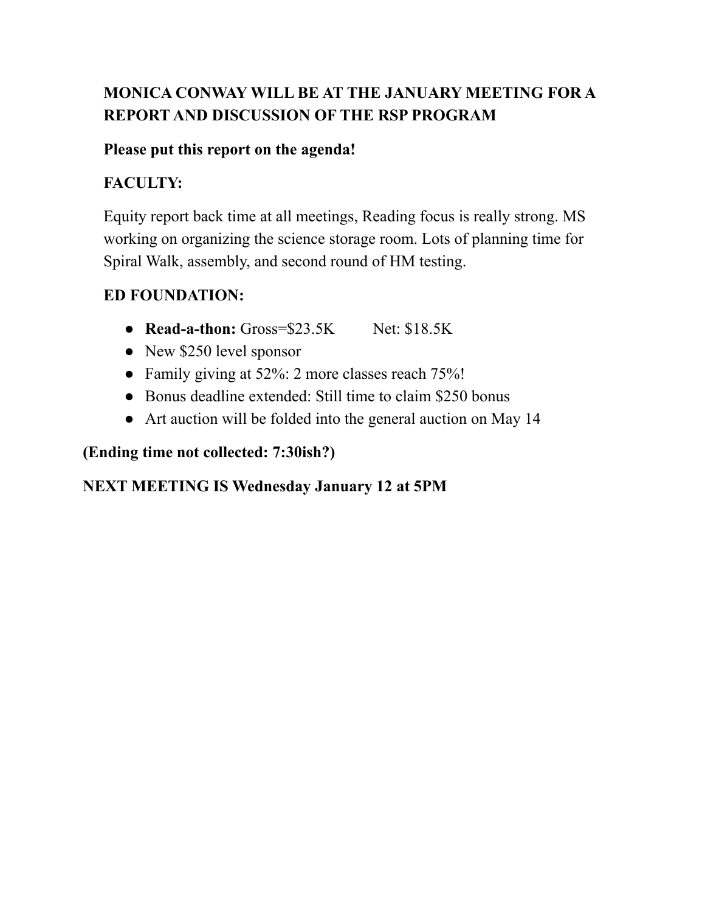**MONICA CONWAY WILL BE AT THE JANUARY MEETING FOR A REPORT AND DISCUSSION OF THE RSP PROGRAM**

**Please put this report on the agenda!**

**FACULTY:**

Equity report back time at all meetings, Reading focus is really strong. MS working on organizing the science storage room. Lots of planning time for Spiral Walk, assembly, and second round of HM testing.

**ED FOUNDATION:**

- **Read-a-thon:** Gross=$23.5K Net: $18.5K
- New $250 level sponsor
- Family giving at 52%: 2 more classes reach 75%!
- Bonus deadline extended: Still time to claim $250 bonus
- Art auction will be folded into the general auction on May 14

**(Ending time not collected: 7:30ish?)**

**NEXT MEETING IS Wednesday January 12 at 5PM**